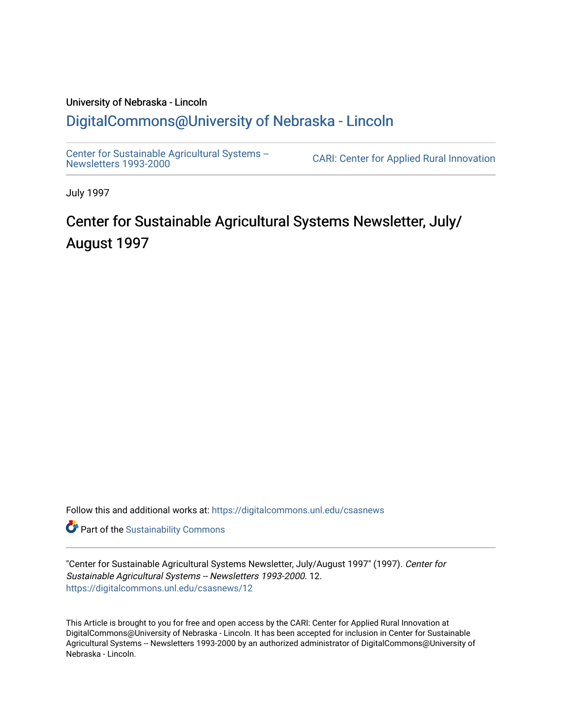University of Nebraska - Lincoln

## DigitalCommons@University of Nebraska - Lincoln

Center for Sustainable Agricultural Systems -- Newsletters 1993-2000

CARI: Center for Applied Rural Innovation

July 1997

# Center for Sustainable Agricultural Systems Newsletter, July/August 1997

Follow this and additional works at: https://digitalcommons.unl.edu/csasnews

Part of the Sustainability Commons

"Center for Sustainable Agricultural Systems Newsletter, July/August 1997" (1997). *Center for Sustainable Agricultural Systems -- Newsletters 1993-2000*. 12.
https://digitalcommons.unl.edu/csasnews/12

This Article is brought to you for free and open access by the CARI: Center for Applied Rural Innovation at DigitalCommons@University of Nebraska - Lincoln. It has been accepted for inclusion in Center for Sustainable Agricultural Systems -- Newsletters 1993-2000 by an authorized administrator of DigitalCommons@University of Nebraska - Lincoln.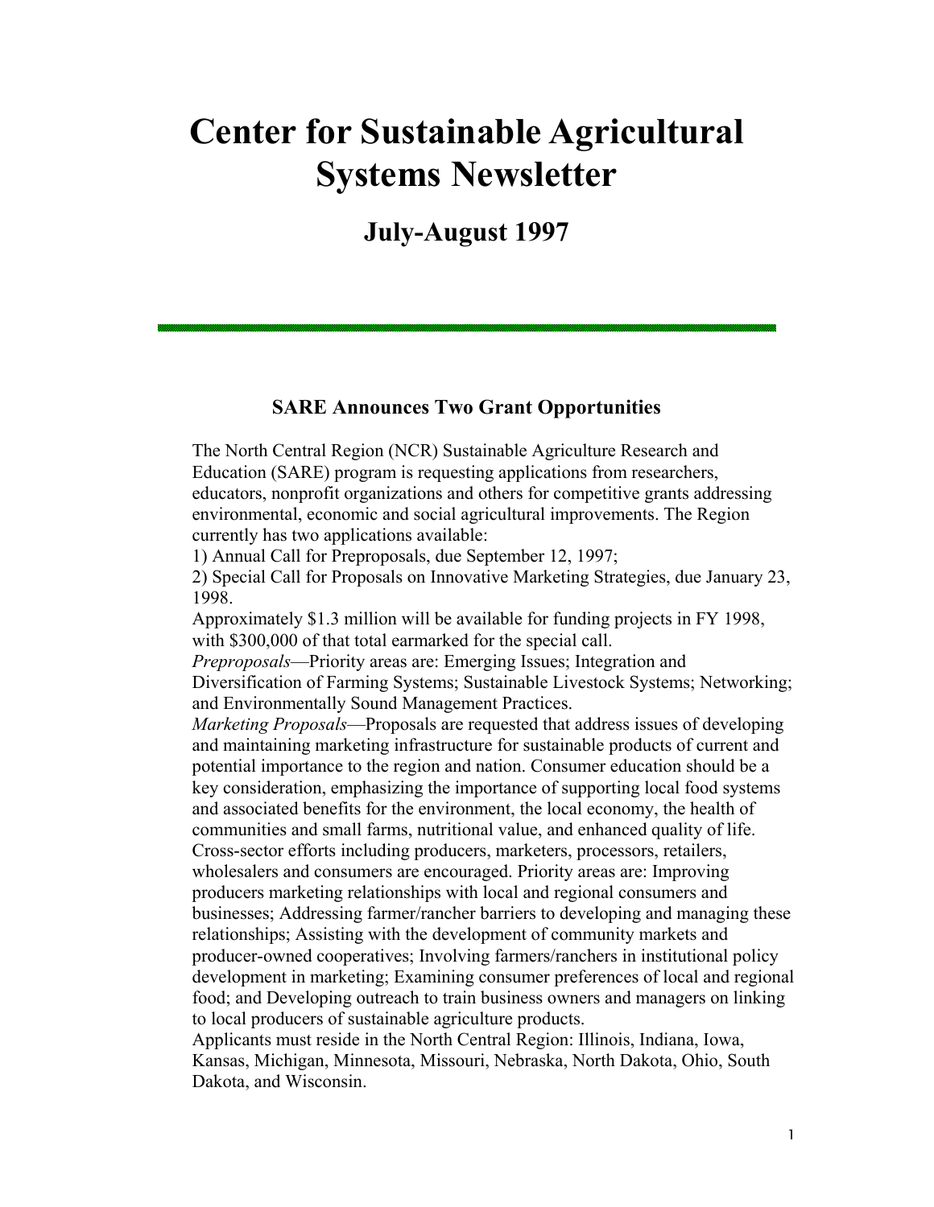# Center for Sustainable Agricultural Systems Newsletter

## July-August 1997

### SARE Announces Two Grant Opportunities

The North Central Region (NCR) Sustainable Agriculture Research and Education (SARE) program is requesting applications from researchers, educators, nonprofit organizations and others for competitive grants addressing environmental, economic and social agricultural improvements. The Region currently has two applications available:

1) Annual Call for Preproposals, due September 12, 1997;
2) Special Call for Proposals on Innovative Marketing Strategies, due January 23, 1998.

Approximately $1.3 million will be available for funding projects in FY 1998, with $300,000 of that total earmarked for the special call.

*Preproposals*—Priority areas are: Emerging Issues; Integration and Diversification of Farming Systems; Sustainable Livestock Systems; Networking; and Environmentally Sound Management Practices.

*Marketing Proposals*—Proposals are requested that address issues of developing and maintaining marketing infrastructure for sustainable products of current and potential importance to the region and nation. Consumer education should be a key consideration, emphasizing the importance of supporting local food systems and associated benefits for the environment, the local economy, the health of communities and small farms, nutritional value, and enhanced quality of life. Cross-sector efforts including producers, marketers, processors, retailers, wholesalers and consumers are encouraged. Priority areas are: Improving producers marketing relationships with local and regional consumers and businesses; Addressing farmer/rancher barriers to developing and managing these relationships; Assisting with the development of community markets and producer-owned cooperatives; Involving farmers/ranchers in institutional policy development in marketing; Examining consumer preferences of local and regional food; and Developing outreach to train business owners and managers on linking to local producers of sustainable agriculture products.

Applicants must reside in the North Central Region: Illinois, Indiana, Iowa, Kansas, Michigan, Minnesota, Missouri, Nebraska, North Dakota, Ohio, South Dakota, and Wisconsin.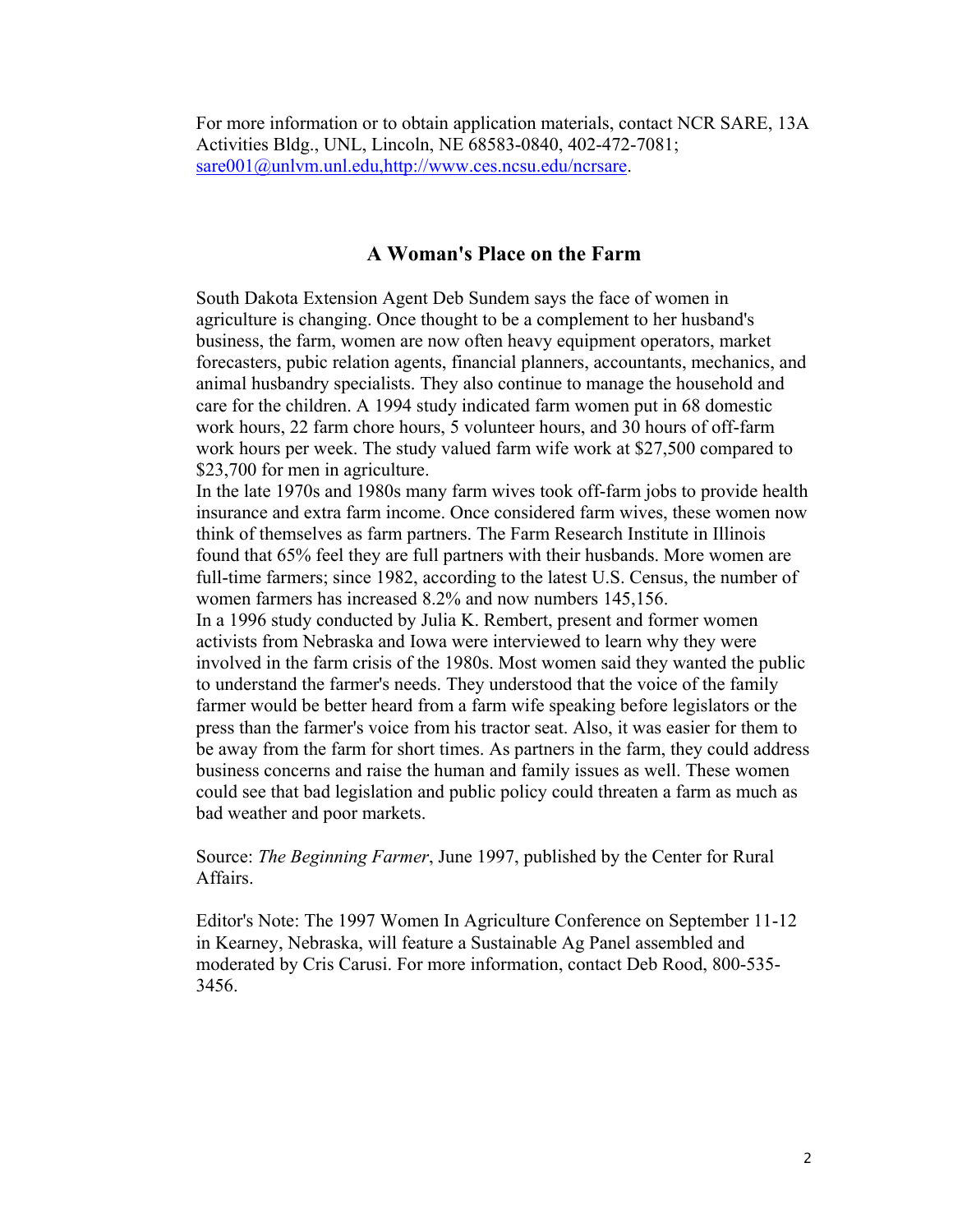For more information or to obtain application materials, contact NCR SARE, 13A Activities Bldg., UNL, Lincoln, NE 68583-0840, 402-472-7081; sare001@unlvm.unl.edu,http://www.ces.ncsu.edu/ncrsare.

## A Woman's Place on the Farm

South Dakota Extension Agent Deb Sundem says the face of women in agriculture is changing. Once thought to be a complement to her husband's business, the farm, women are now often heavy equipment operators, market forecasters, pubic relation agents, financial planners, accountants, mechanics, and animal husbandry specialists. They also continue to manage the household and care for the children. A 1994 study indicated farm women put in 68 domestic work hours, 22 farm chore hours, 5 volunteer hours, and 30 hours of off-farm work hours per week. The study valued farm wife work at $27,500 compared to $23,700 for men in agriculture.

In the late 1970s and 1980s many farm wives took off-farm jobs to provide health insurance and extra farm income. Once considered farm wives, these women now think of themselves as farm partners. The Farm Research Institute in Illinois found that 65% feel they are full partners with their husbands. More women are full-time farmers; since 1982, according to the latest U.S. Census, the number of women farmers has increased 8.2% and now numbers 145,156.

In a 1996 study conducted by Julia K. Rembert, present and former women activists from Nebraska and Iowa were interviewed to learn why they were involved in the farm crisis of the 1980s. Most women said they wanted the public to understand the farmer's needs. They understood that the voice of the family farmer would be better heard from a farm wife speaking before legislators or the press than the farmer's voice from his tractor seat. Also, it was easier for them to be away from the farm for short times. As partners in the farm, they could address business concerns and raise the human and family issues as well. These women could see that bad legislation and public policy could threaten a farm as much as bad weather and poor markets.

Source: *The Beginning Farmer*, June 1997, published by the Center for Rural Affairs.

Editor's Note: The 1997 Women In Agriculture Conference on September 11-12 in Kearney, Nebraska, will feature a Sustainable Ag Panel assembled and moderated by Cris Carusi. For more information, contact Deb Rood, 800-535-3456.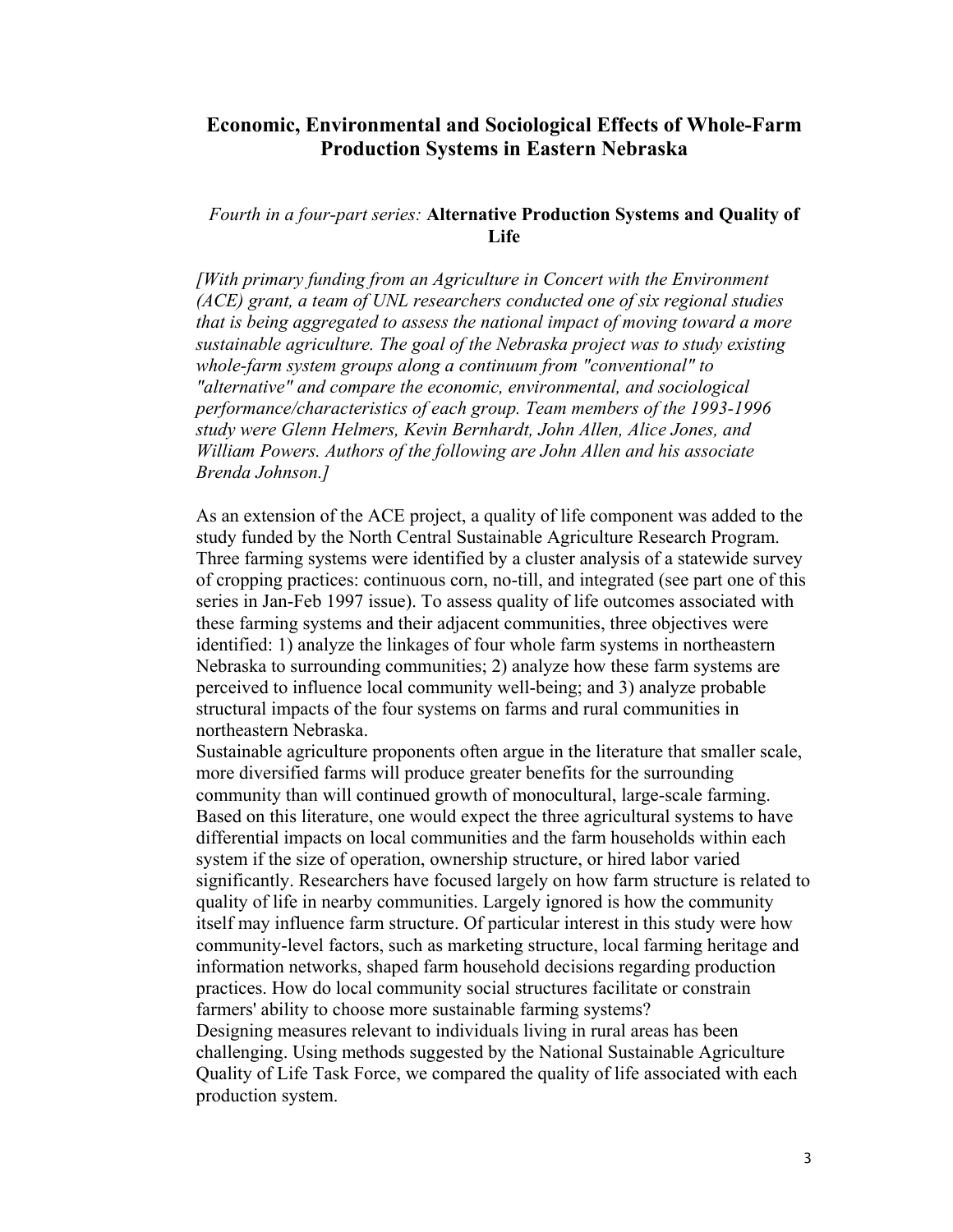## Economic, Environmental and Sociological Effects of Whole-Farm Production Systems in Eastern Nebraska

*Fourth in a four-part series:* **Alternative Production Systems and Quality of Life**

*[With primary funding from an Agriculture in Concert with the Environment (ACE) grant, a team of UNL researchers conducted one of six regional studies that is being aggregated to assess the national impact of moving toward a more sustainable agriculture. The goal of the Nebraska project was to study existing whole-farm system groups along a continuum from "conventional" to "alternative" and compare the economic, environmental, and sociological performance/characteristics of each group. Team members of the 1993-1996 study were Glenn Helmers, Kevin Bernhardt, John Allen, Alice Jones, and William Powers. Authors of the following are John Allen and his associate Brenda Johnson.]*

As an extension of the ACE project, a quality of life component was added to the study funded by the North Central Sustainable Agriculture Research Program. Three farming systems were identified by a cluster analysis of a statewide survey of cropping practices: continuous corn, no-till, and integrated (see part one of this series in Jan-Feb 1997 issue). To assess quality of life outcomes associated with these farming systems and their adjacent communities, three objectives were identified: 1) analyze the linkages of four whole farm systems in northeastern Nebraska to surrounding communities; 2) analyze how these farm systems are perceived to influence local community well-being; and 3) analyze probable structural impacts of the four systems on farms and rural communities in northeastern Nebraska.

Sustainable agriculture proponents often argue in the literature that smaller scale, more diversified farms will produce greater benefits for the surrounding community than will continued growth of monocultural, large-scale farming. Based on this literature, one would expect the three agricultural systems to have differential impacts on local communities and the farm households within each system if the size of operation, ownership structure, or hired labor varied significantly. Researchers have focused largely on how farm structure is related to quality of life in nearby communities. Largely ignored is how the community itself may influence farm structure. Of particular interest in this study were how community-level factors, such as marketing structure, local farming heritage and information networks, shaped farm household decisions regarding production practices. How do local community social structures facilitate or constrain farmers' ability to choose more sustainable farming systems?

Designing measures relevant to individuals living in rural areas has been challenging. Using methods suggested by the National Sustainable Agriculture Quality of Life Task Force, we compared the quality of life associated with each production system.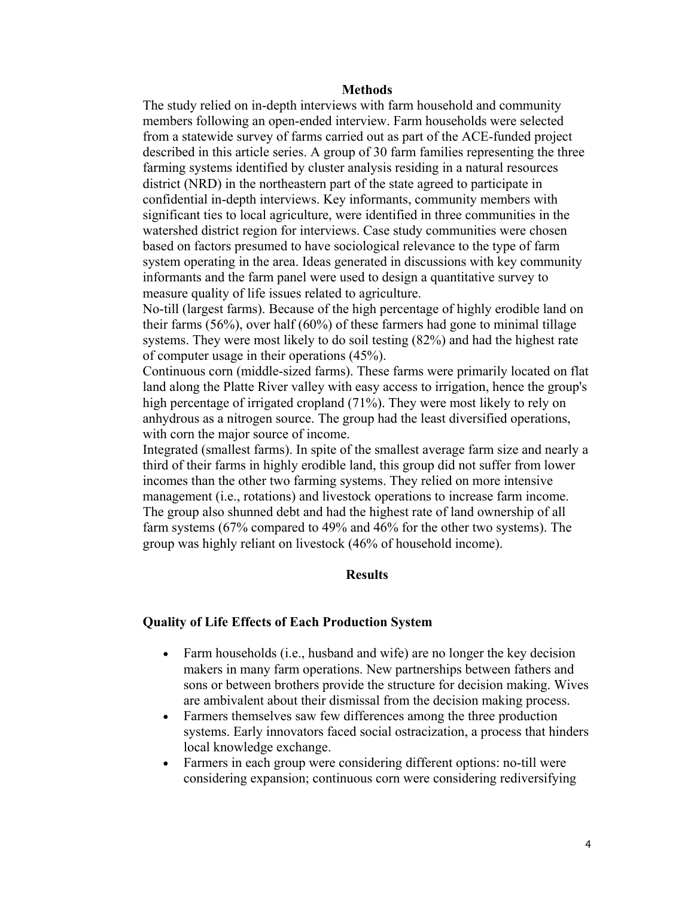## Methods

The study relied on in-depth interviews with farm household and community members following an open-ended interview. Farm households were selected from a statewide survey of farms carried out as part of the ACE-funded project described in this article series. A group of 30 farm families representing the three farming systems identified by cluster analysis residing in a natural resources district (NRD) in the northeastern part of the state agreed to participate in confidential in-depth interviews. Key informants, community members with significant ties to local agriculture, were identified in three communities in the watershed district region for interviews. Case study communities were chosen based on factors presumed to have sociological relevance to the type of farm system operating in the area. Ideas generated in discussions with key community informants and the farm panel were used to design a quantitative survey to measure quality of life issues related to agriculture.

No-till (largest farms). Because of the high percentage of highly erodible land on their farms (56%), over half (60%) of these farmers had gone to minimal tillage systems. They were most likely to do soil testing (82%) and had the highest rate of computer usage in their operations (45%).

Continuous corn (middle-sized farms). These farms were primarily located on flat land along the Platte River valley with easy access to irrigation, hence the group's high percentage of irrigated cropland (71%). They were most likely to rely on anhydrous as a nitrogen source. The group had the least diversified operations, with corn the major source of income.

Integrated (smallest farms). In spite of the smallest average farm size and nearly a third of their farms in highly erodible land, this group did not suffer from lower incomes than the other two farming systems. They relied on more intensive management (i.e., rotations) and livestock operations to increase farm income. The group also shunned debt and had the highest rate of land ownership of all farm systems (67% compared to 49% and 46% for the other two systems). The group was highly reliant on livestock (46% of household income).

## Results

### Quality of Life Effects of Each Production System

- Farm households (i.e., husband and wife) are no longer the key decision makers in many farm operations. New partnerships between fathers and sons or between brothers provide the structure for decision making. Wives are ambivalent about their dismissal from the decision making process.
- Farmers themselves saw few differences among the three production systems. Early innovators faced social ostracization, a process that hinders local knowledge exchange.
- Farmers in each group were considering different options: no-till were considering expansion; continuous corn were considering rediversifying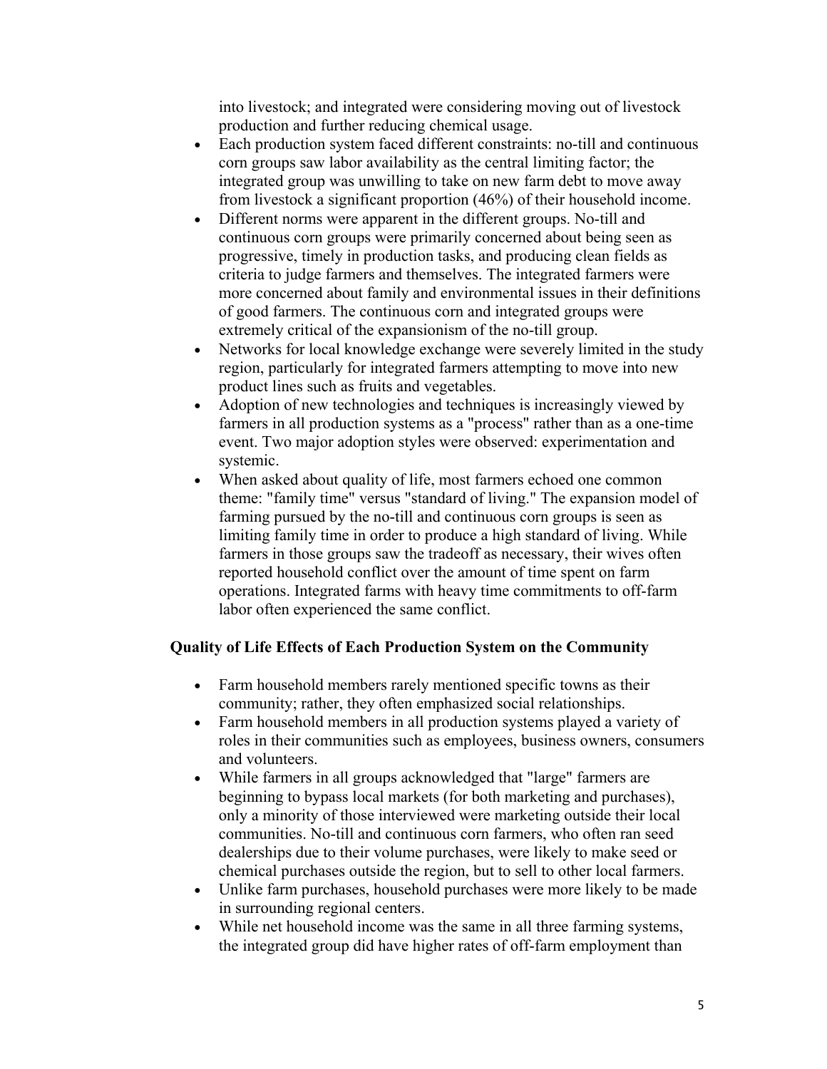into livestock; and integrated were considering moving out of livestock production and further reducing chemical usage.

- Each production system faced different constraints: no-till and continuous corn groups saw labor availability as the central limiting factor; the integrated group was unwilling to take on new farm debt to move away from livestock a significant proportion (46%) of their household income.
- Different norms were apparent in the different groups. No-till and continuous corn groups were primarily concerned about being seen as progressive, timely in production tasks, and producing clean fields as criteria to judge farmers and themselves. The integrated farmers were more concerned about family and environmental issues in their definitions of good farmers. The continuous corn and integrated groups were extremely critical of the expansionism of the no-till group.
- Networks for local knowledge exchange were severely limited in the study region, particularly for integrated farmers attempting to move into new product lines such as fruits and vegetables.
- Adoption of new technologies and techniques is increasingly viewed by farmers in all production systems as a "process" rather than as a one-time event. Two major adoption styles were observed: experimentation and systemic.
- When asked about quality of life, most farmers echoed one common theme: "family time" versus "standard of living." The expansion model of farming pursued by the no-till and continuous corn groups is seen as limiting family time in order to produce a high standard of living. While farmers in those groups saw the tradeoff as necessary, their wives often reported household conflict over the amount of time spent on farm operations. Integrated farms with heavy time commitments to off-farm labor often experienced the same conflict.

### Quality of Life Effects of Each Production System on the Community

- Farm household members rarely mentioned specific towns as their community; rather, they often emphasized social relationships.
- Farm household members in all production systems played a variety of roles in their communities such as employees, business owners, consumers and volunteers.
- While farmers in all groups acknowledged that "large" farmers are beginning to bypass local markets (for both marketing and purchases), only a minority of those interviewed were marketing outside their local communities. No-till and continuous corn farmers, who often ran seed dealerships due to their volume purchases, were likely to make seed or chemical purchases outside the region, but to sell to other local farmers.
- Unlike farm purchases, household purchases were more likely to be made in surrounding regional centers.
- While net household income was the same in all three farming systems, the integrated group did have higher rates of off-farm employment than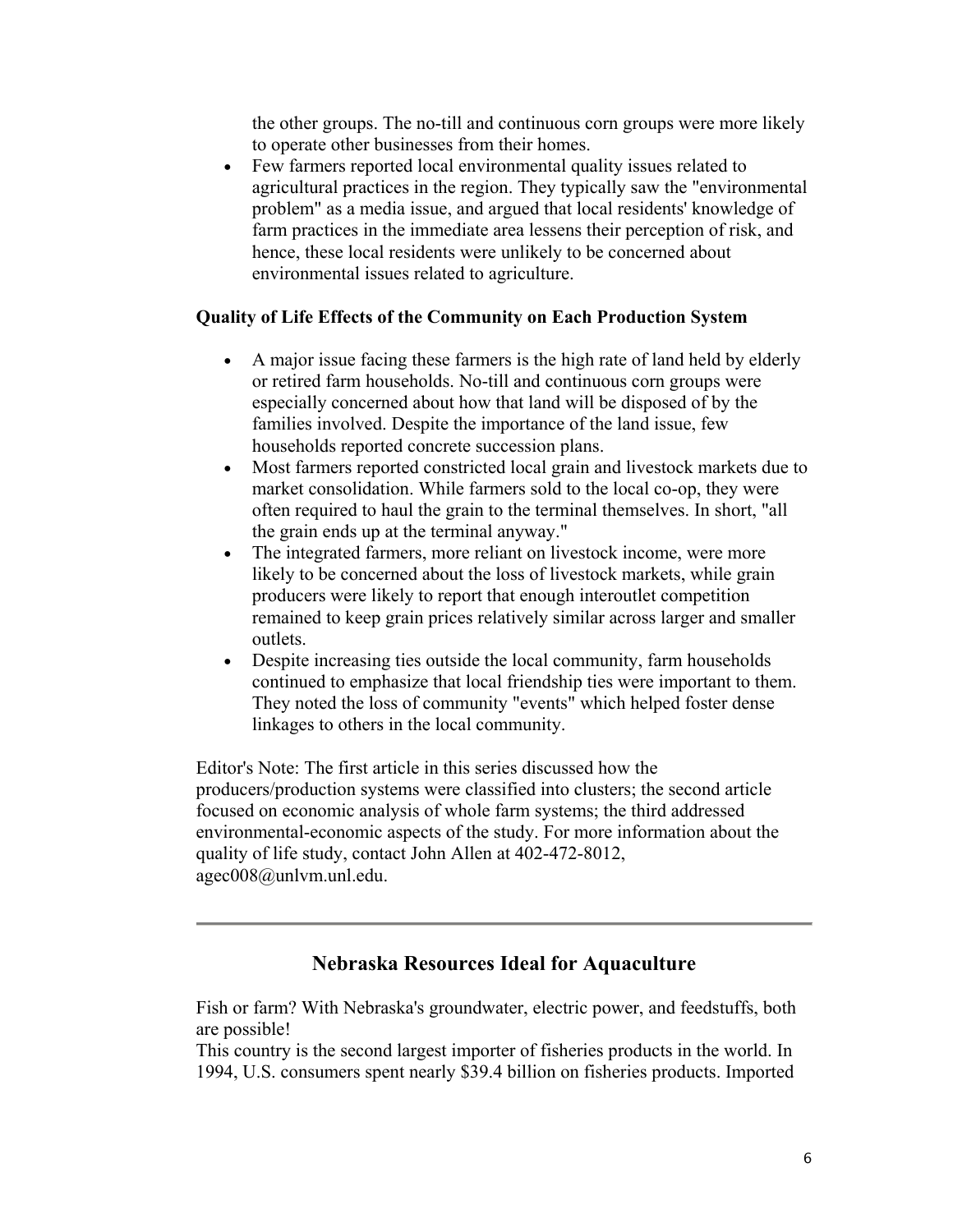the other groups. The no-till and continuous corn groups were more likely to operate other businesses from their homes.

- Few farmers reported local environmental quality issues related to agricultural practices in the region. They typically saw the "environmental problem" as a media issue, and argued that local residents' knowledge of farm practices in the immediate area lessens their perception of risk, and hence, these local residents were unlikely to be concerned about environmental issues related to agriculture.

**Quality of Life Effects of the Community on Each Production System**

- A major issue facing these farmers is the high rate of land held by elderly or retired farm households. No-till and continuous corn groups were especially concerned about how that land will be disposed of by the families involved. Despite the importance of the land issue, few households reported concrete succession plans.
- Most farmers reported constricted local grain and livestock markets due to market consolidation. While farmers sold to the local co-op, they were often required to haul the grain to the terminal themselves. In short, "all the grain ends up at the terminal anyway."
- The integrated farmers, more reliant on livestock income, were more likely to be concerned about the loss of livestock markets, while grain producers were likely to report that enough interoutlet competition remained to keep grain prices relatively similar across larger and smaller outlets.
- Despite increasing ties outside the local community, farm households continued to emphasize that local friendship ties were important to them. They noted the loss of community "events" which helped foster dense linkages to others in the local community.

Editor's Note: The first article in this series discussed how the producers/production systems were classified into clusters; the second article focused on economic analysis of whole farm systems; the third addressed environmental-economic aspects of the study. For more information about the quality of life study, contact John Allen at 402-472-8012, agec008@unlvm.unl.edu.

---

## Nebraska Resources Ideal for Aquaculture

Fish or farm? With Nebraska's groundwater, electric power, and feedstuffs, both are possible!
This country is the second largest importer of fisheries products in the world. In 1994, U.S. consumers spent nearly $39.4 billion on fisheries products. Imported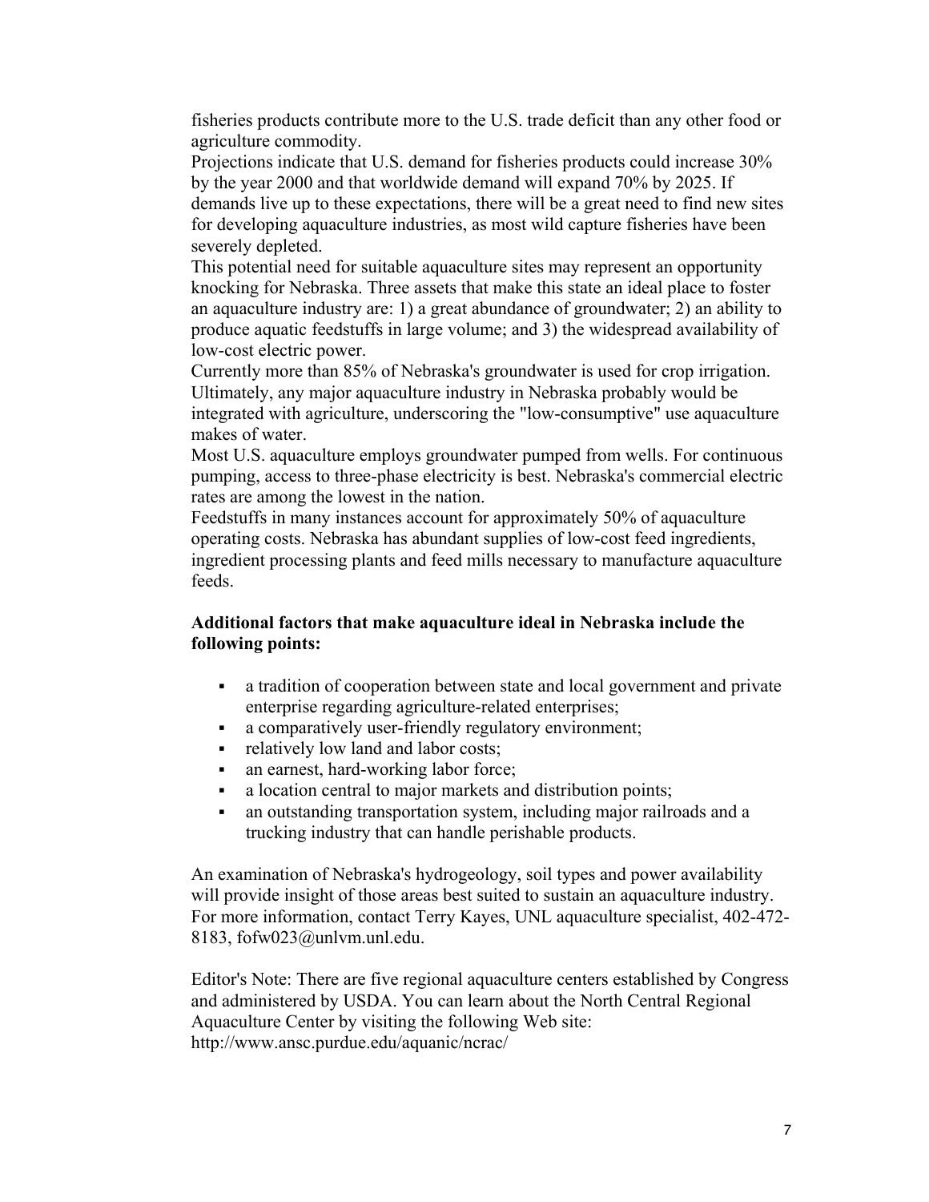fisheries products contribute more to the U.S. trade deficit than any other food or agriculture commodity.

Projections indicate that U.S. demand for fisheries products could increase 30% by the year 2000 and that worldwide demand will expand 70% by 2025. If demands live up to these expectations, there will be a great need to find new sites for developing aquaculture industries, as most wild capture fisheries have been severely depleted.

This potential need for suitable aquaculture sites may represent an opportunity knocking for Nebraska. Three assets that make this state an ideal place to foster an aquaculture industry are: 1) a great abundance of groundwater; 2) an ability to produce aquatic feedstuffs in large volume; and 3) the widespread availability of low-cost electric power.

Currently more than 85% of Nebraska's groundwater is used for crop irrigation. Ultimately, any major aquaculture industry in Nebraska probably would be integrated with agriculture, underscoring the "low-consumptive" use aquaculture makes of water.

Most U.S. aquaculture employs groundwater pumped from wells. For continuous pumping, access to three-phase electricity is best. Nebraska's commercial electric rates are among the lowest in the nation.

Feedstuffs in many instances account for approximately 50% of aquaculture operating costs. Nebraska has abundant supplies of low-cost feed ingredients, ingredient processing plants and feed mills necessary to manufacture aquaculture feeds.

**Additional factors that make aquaculture ideal in Nebraska include the following points:**

- a tradition of cooperation between state and local government and private enterprise regarding agriculture-related enterprises;
- a comparatively user-friendly regulatory environment;
- relatively low land and labor costs;
- an earnest, hard-working labor force;
- a location central to major markets and distribution points;
- an outstanding transportation system, including major railroads and a trucking industry that can handle perishable products.

An examination of Nebraska's hydrogeology, soil types and power availability will provide insight of those areas best suited to sustain an aquaculture industry. For more information, contact Terry Kayes, UNL aquaculture specialist, 402-472-8183, fofw023@unlvm.unl.edu.

Editor's Note: There are five regional aquaculture centers established by Congress and administered by USDA. You can learn about the North Central Regional Aquaculture Center by visiting the following Web site: http://www.ansc.purdue.edu/aquanic/ncrac/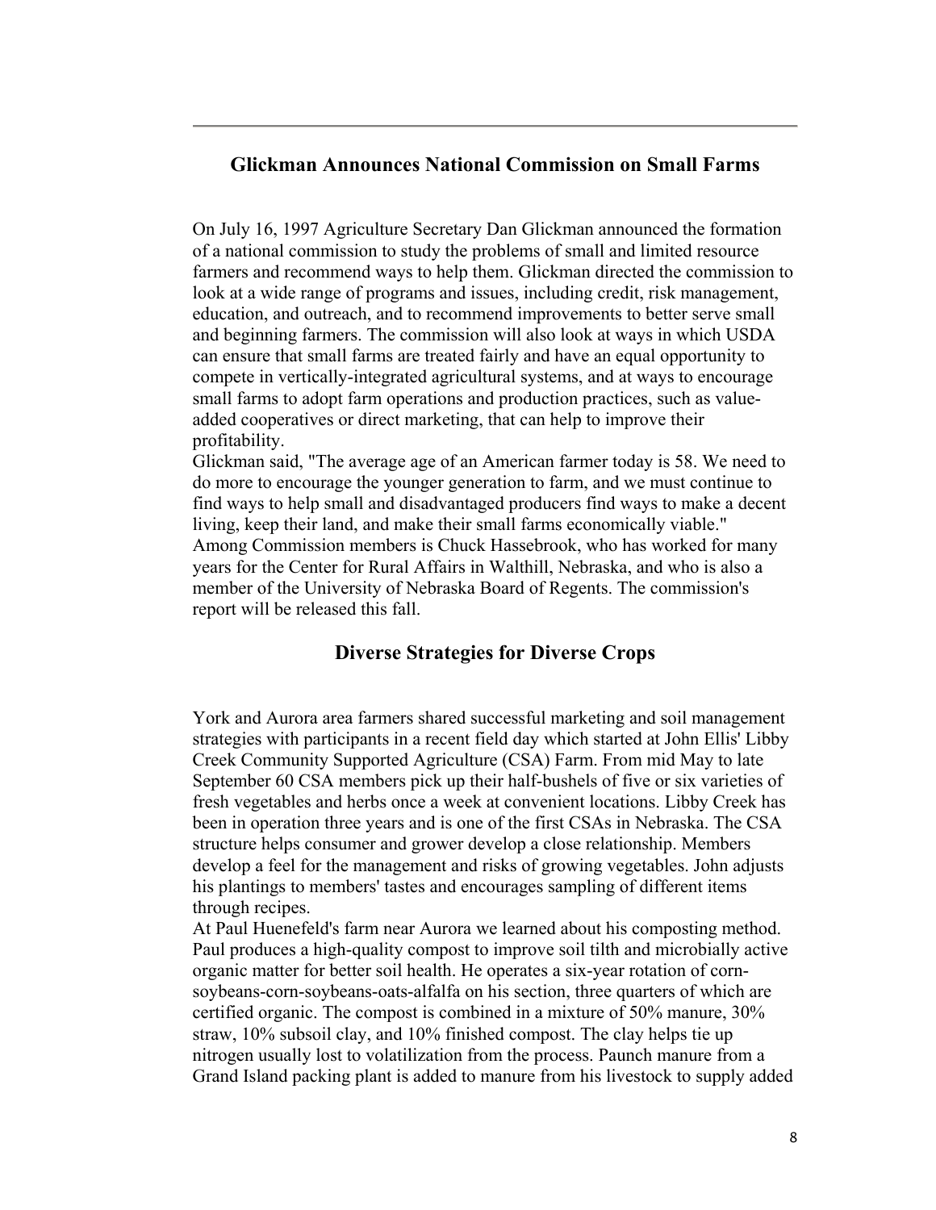## Glickman Announces National Commission on Small Farms

On July 16, 1997 Agriculture Secretary Dan Glickman announced the formation of a national commission to study the problems of small and limited resource farmers and recommend ways to help them. Glickman directed the commission to look at a wide range of programs and issues, including credit, risk management, education, and outreach, and to recommend improvements to better serve small and beginning farmers. The commission will also look at ways in which USDA can ensure that small farms are treated fairly and have an equal opportunity to compete in vertically-integrated agricultural systems, and at ways to encourage small farms to adopt farm operations and production practices, such as value-added cooperatives or direct marketing, that can help to improve their profitability.

Glickman said, "The average age of an American farmer today is 58. We need to do more to encourage the younger generation to farm, and we must continue to find ways to help small and disadvantaged producers find ways to make a decent living, keep their land, and make their small farms economically viable."

Among Commission members is Chuck Hassebrook, who has worked for many years for the Center for Rural Affairs in Walthill, Nebraska, and who is also a member of the University of Nebraska Board of Regents. The commission's report will be released this fall.

## Diverse Strategies for Diverse Crops

York and Aurora area farmers shared successful marketing and soil management strategies with participants in a recent field day which started at John Ellis' Libby Creek Community Supported Agriculture (CSA) Farm. From mid May to late September 60 CSA members pick up their half-bushels of five or six varieties of fresh vegetables and herbs once a week at convenient locations. Libby Creek has been in operation three years and is one of the first CSAs in Nebraska. The CSA structure helps consumer and grower develop a close relationship. Members develop a feel for the management and risks of growing vegetables. John adjusts his plantings to members' tastes and encourages sampling of different items through recipes.

At Paul Huenefeld's farm near Aurora we learned about his composting method. Paul produces a high-quality compost to improve soil tilth and microbially active organic matter for better soil health. He operates a six-year rotation of corn-soybeans-corn-soybeans-oats-alfalfa on his section, three quarters of which are certified organic. The compost is combined in a mixture of 50% manure, 30% straw, 10% subsoil clay, and 10% finished compost. The clay helps tie up nitrogen usually lost to volatilization from the process. Paunch manure from a Grand Island packing plant is added to manure from his livestock to supply added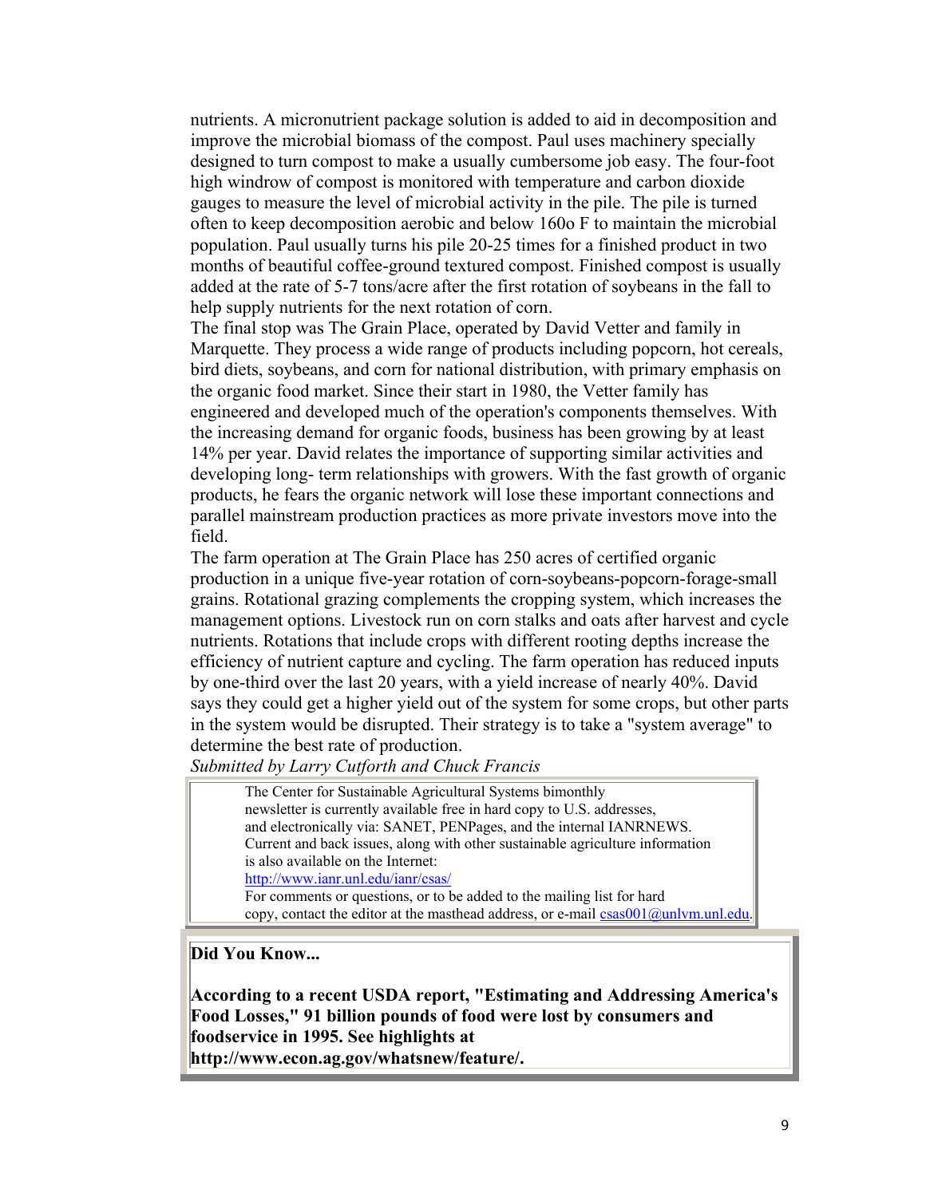nutrients. A micronutrient package solution is added to aid in decomposition and improve the microbial biomass of the compost. Paul uses machinery specially designed to turn compost to make a usually cumbersome job easy. The four-foot high windrow of compost is monitored with temperature and carbon dioxide gauges to measure the level of microbial activity in the pile. The pile is turned often to keep decomposition aerobic and below 160o F to maintain the microbial population. Paul usually turns his pile 20-25 times for a finished product in two months of beautiful coffee-ground textured compost. Finished compost is usually added at the rate of 5-7 tons/acre after the first rotation of soybeans in the fall to help supply nutrients for the next rotation of corn.

The final stop was The Grain Place, operated by David Vetter and family in Marquette. They process a wide range of products including popcorn, hot cereals, bird diets, soybeans, and corn for national distribution, with primary emphasis on the organic food market. Since their start in 1980, the Vetter family has engineered and developed much of the operation's components themselves. With the increasing demand for organic foods, business has been growing by at least 14% per year. David relates the importance of supporting similar activities and developing long- term relationships with growers. With the fast growth of organic products, he fears the organic network will lose these important connections and parallel mainstream production practices as more private investors move into the field.

The farm operation at The Grain Place has 250 acres of certified organic production in a unique five-year rotation of corn-soybeans-popcorn-forage-small grains. Rotational grazing complements the cropping system, which increases the management options. Livestock run on corn stalks and oats after harvest and cycle nutrients. Rotations that include crops with different rooting depths increase the efficiency of nutrient capture and cycling. The farm operation has reduced inputs by one-third over the last 20 years, with a yield increase of nearly 40%. David says they could get a higher yield out of the system for some crops, but other parts in the system would be disrupted. Their strategy is to take a "system average" to determine the best rate of production.

*Submitted by Larry Cutforth and Chuck Francis*

The Center for Sustainable Agricultural Systems bimonthly newsletter is currently available free in hard copy to U.S. addresses, and electronically via: SANET, PENPages, and the internal IANRNEWS. Current and back issues, along with other sustainable agriculture information is also available on the Internet:
http://www.ianr.unl.edu/ianr/csas/
For comments or questions, or to be added to the mailing list for hard copy, contact the editor at the masthead address, or e-mail csas001@unlvm.unl.edu.

**Did You Know...**

**According to a recent USDA report, "Estimating and Addressing America's Food Losses," 91 billion pounds of food were lost by consumers and foodservice in 1995. See highlights at http://www.econ.ag.gov/whatsnew/feature/.**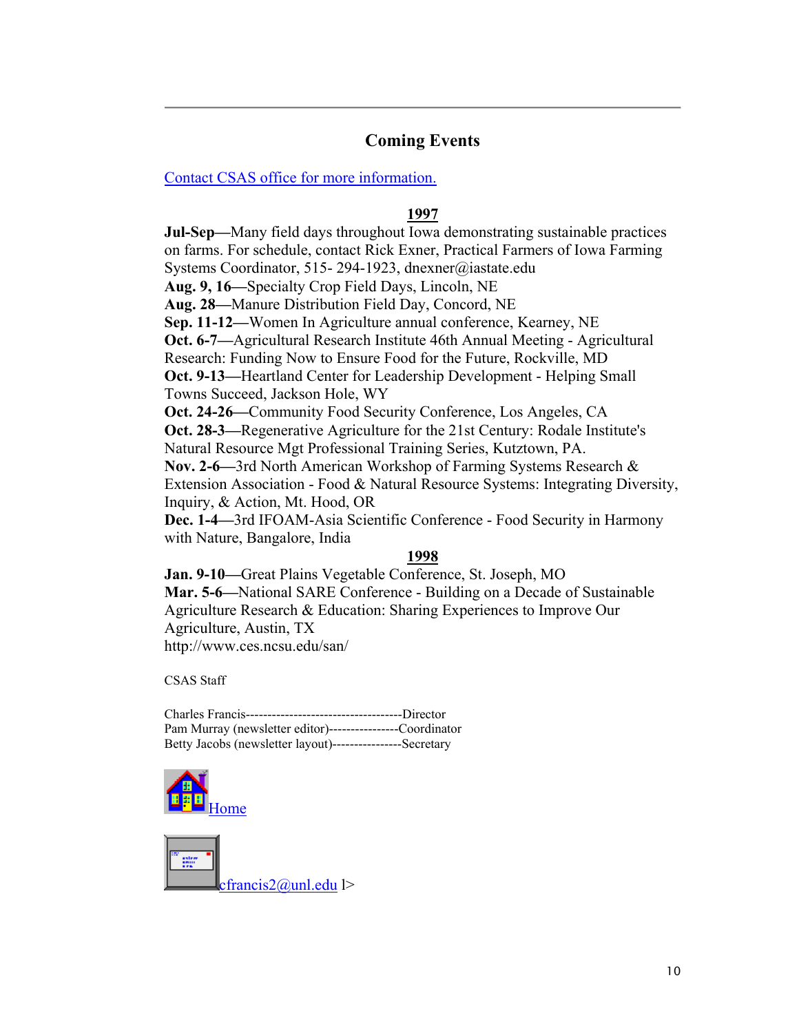---

## Coming Events

[Contact CSAS office for more information.](#)

**1997**

**Jul-Sep**—Many field days throughout Iowa demonstrating sustainable practices on farms. For schedule, contact Rick Exner, Practical Farmers of Iowa Farming Systems Coordinator, 515- 294-1923, dnexner@iastate.edu
**Aug. 9, 16**—Specialty Crop Field Days, Lincoln, NE
**Aug. 28**—Manure Distribution Field Day, Concord, NE
**Sep. 11-12**—Women In Agriculture annual conference, Kearney, NE
**Oct. 6-7**—Agricultural Research Institute 46th Annual Meeting - Agricultural Research: Funding Now to Ensure Food for the Future, Rockville, MD
**Oct. 9-13**—Heartland Center for Leadership Development - Helping Small Towns Succeed, Jackson Hole, WY
**Oct. 24-26**—Community Food Security Conference, Los Angeles, CA
**Oct. 28-3**—Regenerative Agriculture for the 21st Century: Rodale Institute's Natural Resource Mgt Professional Training Series, Kutztown, PA.
**Nov. 2-6**—3rd North American Workshop of Farming Systems Research & Extension Association - Food & Natural Resource Systems: Integrating Diversity, Inquiry, & Action, Mt. Hood, OR
**Dec. 1-4**—3rd IFOAM-Asia Scientific Conference - Food Security in Harmony with Nature, Bangalore, India

**1998**

**Jan. 9-10**—Great Plains Vegetable Conference, St. Joseph, MO
**Mar. 5-6**—National SARE Conference - Building on a Decade of Sustainable Agriculture Research & Education: Sharing Experiences to Improve Our Agriculture, Austin, TX
http://www.ces.ncsu.edu/san/

CSAS Staff

Charles Francis------------------------------------Director
Pam Murray (newsletter editor)----------------Coordinator
Betty Jacobs (newsletter layout)----------------Secretary

[Home](#)

[cfrancis2@unl.edu](#) l>